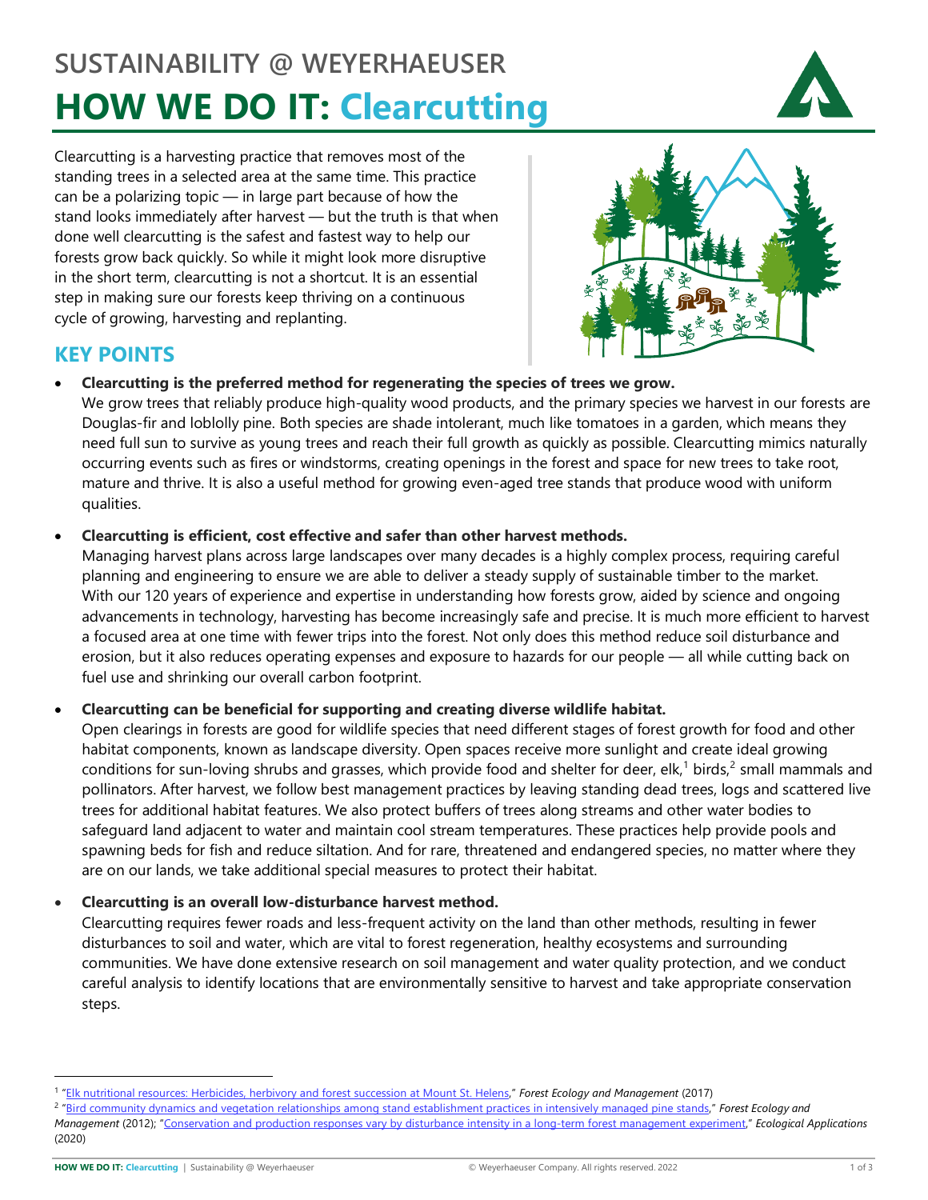# SUSTAINABILITY @ WEYERHAEUSER

# HOW WE DO IT: Clearcutting

Clearcutting is a harvesting practice that removes most of the standing trees in a selected area at the same time. This practice can be a polarizing topic — in large part because of how the stand looks immediately after harvest — but the truth is that when done well clearcutting is the safest and fastest way to help our forests grow back quickly. So while it might look more disruptive in the short term, clearcutting is not a shortcut. It is an essential step in making sure our forests keep thriving on a continuous cycle of growing, harvesting and replanting.

## KEY POINTS

- **Clearcutting is the preferred method for regenerating the species of trees we grow.**
  We grow trees that reliably produce high-quality wood products, and the primary species we harvest in our forests are Douglas-fir and loblolly pine. Both species are shade intolerant, much like tomatoes in a garden, which means they need full sun to survive as young trees and reach their full growth as quickly as possible. Clearcutting mimics naturally occurring events such as fires or windstorms, creating openings in the forest and space for new trees to take root, mature and thrive. It is also a useful method for growing even-aged tree stands that produce wood with uniform qualities.

- **Clearcutting is efficient, cost effective and safer than other harvest methods.**
  Managing harvest plans across large landscapes over many decades is a highly complex process, requiring careful planning and engineering to ensure we are able to deliver a steady supply of sustainable timber to the market. With our 120 years of experience and expertise in understanding how forests grow, aided by science and ongoing advancements in technology, harvesting has become increasingly safe and precise. It is much more efficient to harvest a focused area at one time with fewer trips into the forest. Not only does this method reduce soil disturbance and erosion, but it also reduces operating expenses and exposure to hazards for our people — all while cutting back on fuel use and shrinking our overall carbon footprint.

- **Clearcutting can be beneficial for supporting and creating diverse wildlife habitat.**
  Open clearings in forests are good for wildlife species that need different stages of forest growth for food and other habitat components, known as landscape diversity. Open spaces receive more sunlight and create ideal growing conditions for sun-loving shrubs and grasses, which provide food and shelter for deer, elk,[1] birds,[2] small mammals and pollinators. After harvest, we follow best management practices by leaving standing dead trees, logs and scattered live trees for additional habitat features. We also protect buffers of trees along streams and other water bodies to safeguard land adjacent to water and maintain cool stream temperatures. These practices help provide pools and spawning beds for fish and reduce siltation. And for rare, threatened and endangered species, no matter where they are on our lands, we take additional special measures to protect their habitat.

- **Clearcutting is an overall low-disturbance harvest method.**
  Clearcutting requires fewer roads and less-frequent activity on the land than other methods, resulting in fewer disturbances to soil and water, which are vital to forest regeneration, healthy ecosystems and surrounding communities. We have done extensive research on soil management and water quality protection, and we conduct careful analysis to identify locations that are environmentally sensitive to harvest and take appropriate conservation steps.

---

[1] "Elk nutritional resources: Herbicides, herbivory and forest succession at Mount St. Helens," *Forest Ecology and Management* (2017)

[2] "Bird community dynamics and vegetation relationships among stand establishment practices in intensively managed pine stands," *Forest Ecology and Management* (2012); "Conservation and production responses vary by disturbance intensity in a long-term forest management experiment," *Ecological Applications* (2020)

© Weyerhaeuser Company. All rights reserved. 2022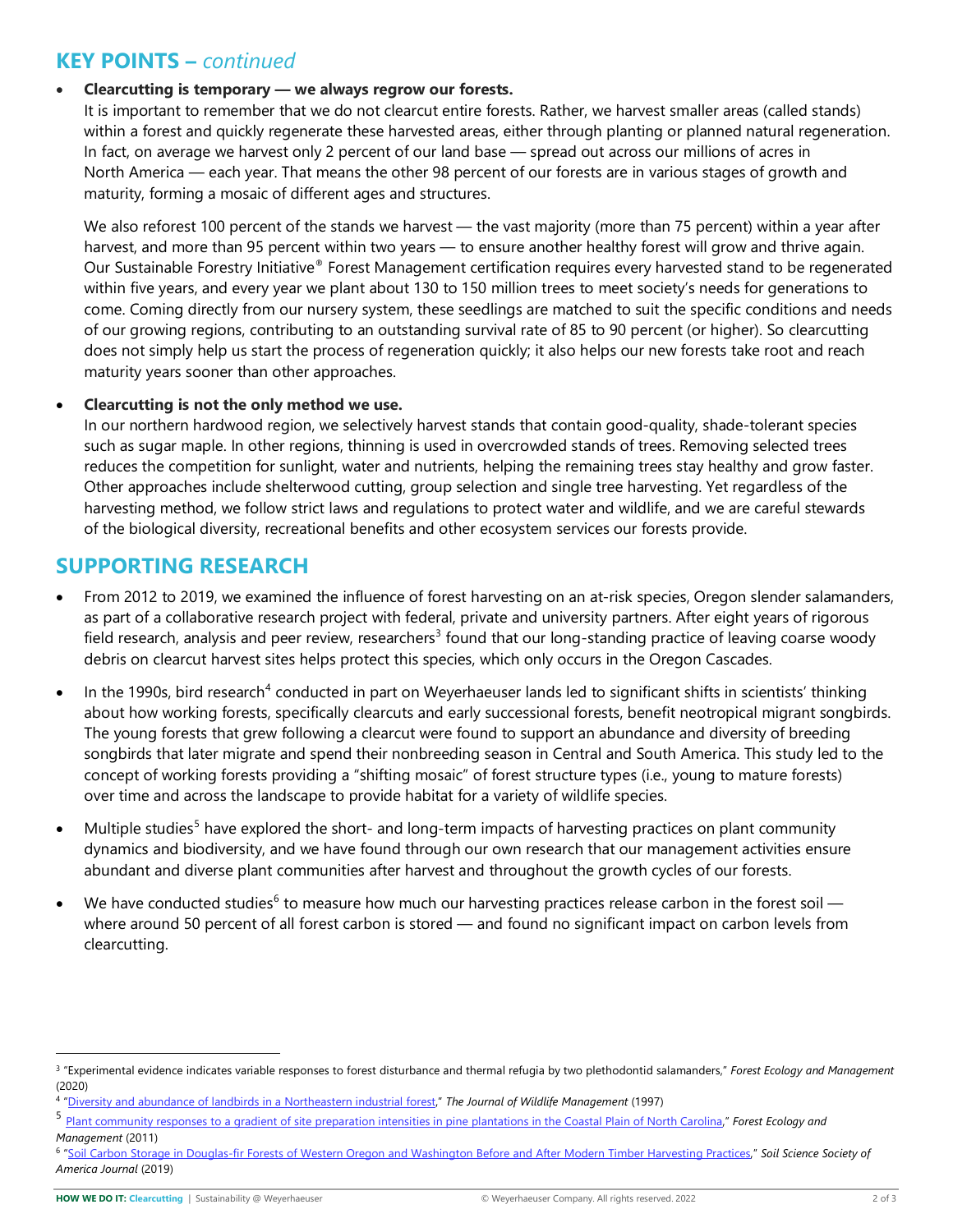## KEY POINTS – *continued*

- **Clearcutting is temporary — we always regrow our forests.**
  It is important to remember that we do not clearcut entire forests. Rather, we harvest smaller areas (called stands) within a forest and quickly regenerate these harvested areas, either through planting or planned natural regeneration. In fact, on average we harvest only 2 percent of our land base — spread out across our millions of acres in North America — each year. That means the other 98 percent of our forests are in various stages of growth and maturity, forming a mosaic of different ages and structures.

  We also reforest 100 percent of the stands we harvest — the vast majority (more than 75 percent) within a year after harvest, and more than 95 percent within two years — to ensure another healthy forest will grow and thrive again. Our Sustainable Forestry Initiative® Forest Management certification requires every harvested stand to be regenerated within five years, and every year we plant about 130 to 150 million trees to meet society's needs for generations to come. Coming directly from our nursery system, these seedlings are matched to suit the specific conditions and needs of our growing regions, contributing to an outstanding survival rate of 85 to 90 percent (or higher). So clearcutting does not simply help us start the process of regeneration quickly; it also helps our new forests take root and reach maturity years sooner than other approaches.

- **Clearcutting is not the only method we use.**
  In our northern hardwood region, we selectively harvest stands that contain good-quality, shade-tolerant species such as sugar maple. In other regions, thinning is used in overcrowded stands of trees. Removing selected trees reduces the competition for sunlight, water and nutrients, helping the remaining trees stay healthy and grow faster. Other approaches include shelterwood cutting, group selection and single tree harvesting. Yet regardless of the harvesting method, we follow strict laws and regulations to protect water and wildlife, and we are careful stewards of the biological diversity, recreational benefits and other ecosystem services our forests provide.

## SUPPORTING RESEARCH

- From 2012 to 2019, we examined the influence of forest harvesting on an at-risk species, Oregon slender salamanders, as part of a collaborative research project with federal, private and university partners. After eight years of rigorous field research, analysis and peer review, researchers[3] found that our long-standing practice of leaving coarse woody debris on clearcut harvest sites helps protect this species, which only occurs in the Oregon Cascades.
- In the 1990s, bird research[4] conducted in part on Weyerhaeuser lands led to significant shifts in scientists' thinking about how working forests, specifically clearcuts and early successional forests, benefit neotropical migrant songbirds. The young forests that grew following a clearcut were found to support an abundance and diversity of breeding songbirds that later migrate and spend their nonbreeding season in Central and South America. This study led to the concept of working forests providing a "shifting mosaic" of forest structure types (i.e., young to mature forests) over time and across the landscape to provide habitat for a variety of wildlife species.
- Multiple studies[5] have explored the short- and long-term impacts of harvesting practices on plant community dynamics and biodiversity, and we have found through our own research that our management activities ensure abundant and diverse plant communities after harvest and throughout the growth cycles of our forests.
- We have conducted studies[6] to measure how much our harvesting practices release carbon in the forest soil — where around 50 percent of all forest carbon is stored — and found no significant impact on carbon levels from clearcutting.

---

[3] "Experimental evidence indicates variable responses to forest disturbance and thermal refugia by two plethodontid salamanders," *Forest Ecology and Management* (2020)

[4] "Diversity and abundance of landbirds in a Northeastern industrial forest," *The Journal of Wildlife Management* (1997)

[5] "Plant community responses to a gradient of site preparation intensities in pine plantations in the Coastal Plain of North Carolina," *Forest Ecology and Management* (2011)

[6] "Soil Carbon Storage in Douglas-fir Forests of Western Oregon and Washington Before and After Modern Timber Harvesting Practices," *Soil Science Society of America Journal* (2019)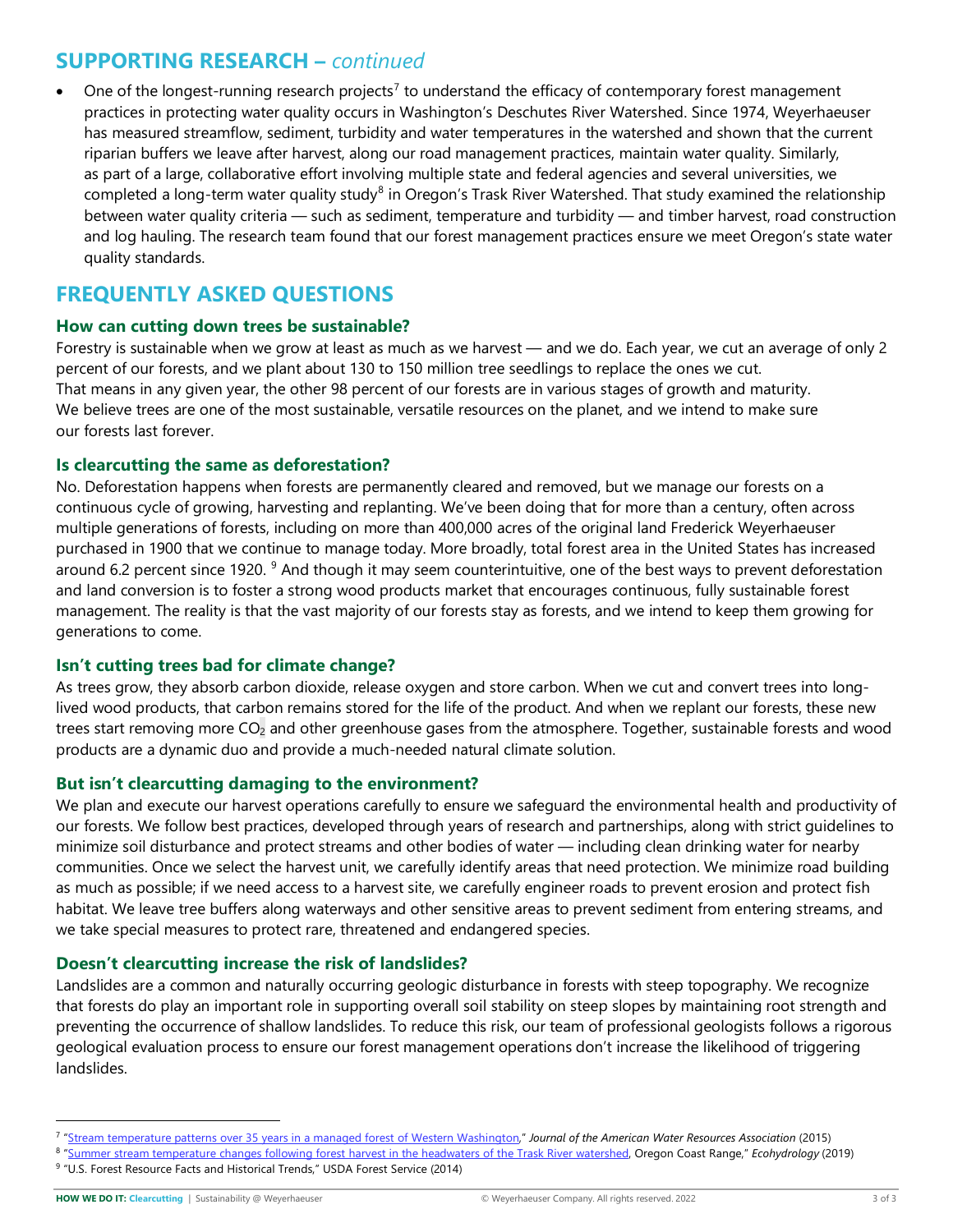## SUPPORTING RESEARCH – *continued*

- One of the longest-running research projects[7] to understand the efficacy of contemporary forest management practices in protecting water quality occurs in Washington's Deschutes River Watershed. Since 1974, Weyerhaeuser has measured streamflow, sediment, turbidity and water temperatures in the watershed and shown that the current riparian buffers we leave after harvest, along our road management practices, maintain water quality. Similarly, as part of a large, collaborative effort involving multiple state and federal agencies and several universities, we completed a long-term water quality study[8] in Oregon's Trask River Watershed. That study examined the relationship between water quality criteria — such as sediment, temperature and turbidity — and timber harvest, road construction and log hauling. The research team found that our forest management practices ensure we meet Oregon's state water quality standards.

## FREQUENTLY ASKED QUESTIONS

### How can cutting down trees be sustainable?

Forestry is sustainable when we grow at least as much as we harvest — and we do. Each year, we cut an average of only 2 percent of our forests, and we plant about 130 to 150 million tree seedlings to replace the ones we cut. That means in any given year, the other 98 percent of our forests are in various stages of growth and maturity. We believe trees are one of the most sustainable, versatile resources on the planet, and we intend to make sure our forests last forever.

### Is clearcutting the same as deforestation?

No. Deforestation happens when forests are permanently cleared and removed, but we manage our forests on a continuous cycle of growing, harvesting and replanting. We've been doing that for more than a century, often across multiple generations of forests, including on more than 400,000 acres of the original land Frederick Weyerhaeuser purchased in 1900 that we continue to manage today. More broadly, total forest area in the United States has increased around 6.2 percent since 1920. [9] And though it may seem counterintuitive, one of the best ways to prevent deforestation and land conversion is to foster a strong wood products market that encourages continuous, fully sustainable forest management. The reality is that the vast majority of our forests stay as forests, and we intend to keep them growing for generations to come.

### Isn't cutting trees bad for climate change?

As trees grow, they absorb carbon dioxide, release oxygen and store carbon. When we cut and convert trees into long-lived wood products, that carbon remains stored for the life of the product. And when we replant our forests, these new trees start removing more $CO_2$ and other greenhouse gases from the atmosphere. Together, sustainable forests and wood products are a dynamic duo and provide a much-needed natural climate solution.

### But isn't clearcutting damaging to the environment?

We plan and execute our harvest operations carefully to ensure we safeguard the environmental health and productivity of our forests. We follow best practices, developed through years of research and partnerships, along with strict guidelines to minimize soil disturbance and protect streams and other bodies of water — including clean drinking water for nearby communities. Once we select the harvest unit, we carefully identify areas that need protection. We minimize road building as much as possible; if we need access to a harvest site, we carefully engineer roads to prevent erosion and protect fish habitat. We leave tree buffers along waterways and other sensitive areas to prevent sediment from entering streams, and we take special measures to protect rare, threatened and endangered species.

### Doesn't clearcutting increase the risk of landslides?

Landslides are a common and naturally occurring geologic disturbance in forests with steep topography. We recognize that forests do play an important role in supporting overall soil stability on steep slopes by maintaining root strength and preventing the occurrence of shallow landslides. To reduce this risk, our team of professional geologists follows a rigorous geological evaluation process to ensure our forest management operations don't increase the likelihood of triggering landslides.

---

[7] "Stream temperature patterns over 35 years in a managed forest of Western Washington," *Journal of the American Water Resources Association* (2015)

[8] "Summer stream temperature changes following forest harvest in the headwaters of the Trask River watershed, Oregon Coast Range," *Ecohydrology* (2019)

[9] "U.S. Forest Resource Facts and Historical Trends," USDA Forest Service (2014)